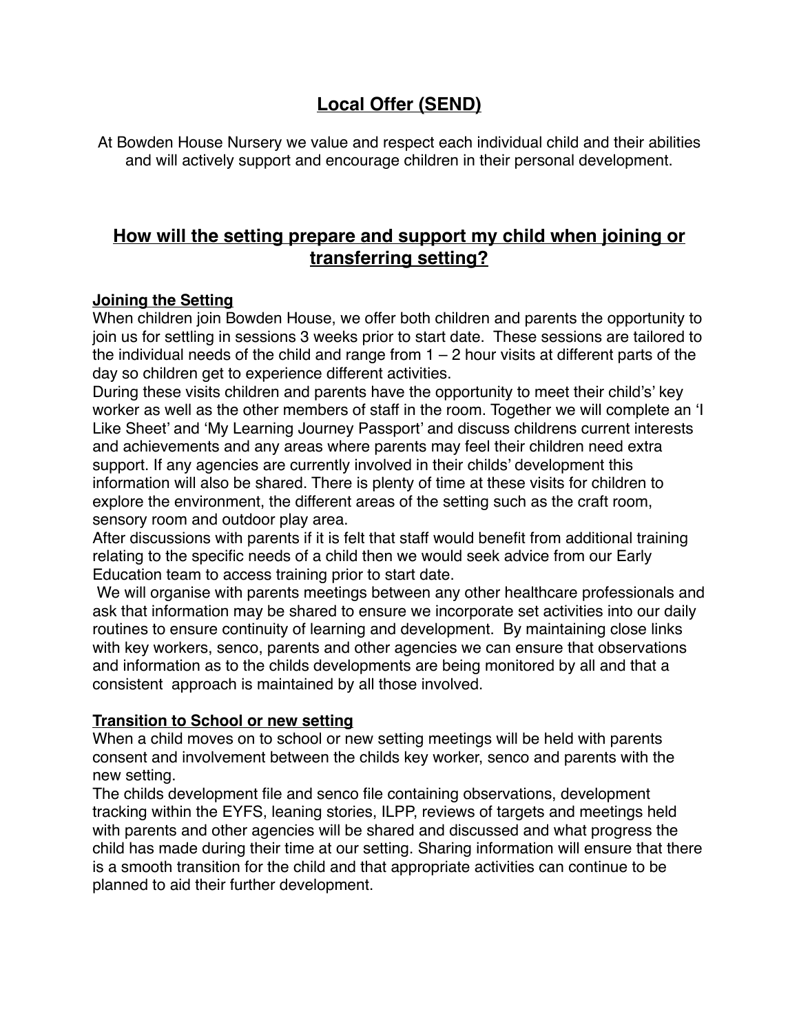# Local Offer (SEND)

At Bowden House Nursery we value and respect each individual child and their abilities and will actively support and encourage children in their personal development.

## How will the setting prepare and support my child when joining or transferring setting?

### Joining the Setting

When children join Bowden House, we offer both children and parents the opportunity to join us for settling in sessions 3 weeks prior to start date. These sessions are tailored to the individual needs of the child and range from 1 – 2 hour visits at different parts of the day so children get to experience different activities.

During these visits children and parents have the opportunity to meet their child's' key worker as well as the other members of staff in the room. Together we will complete an 'I Like Sheet' and 'My Learning Journey Passport' and discuss childrens current interests and achievements and any areas where parents may feel their children need extra support. If any agencies are currently involved in their childs' development this information will also be shared. There is plenty of time at these visits for children to explore the environment, the different areas of the setting such as the craft room, sensory room and outdoor play area.

After discussions with parents if it is felt that staff would benefit from additional training relating to the specific needs of a child then we would seek advice from our Early Education team to access training prior to start date.

We will organise with parents meetings between any other healthcare professionals and ask that information may be shared to ensure we incorporate set activities into our daily routines to ensure continuity of learning and development. By maintaining close links with key workers, senco, parents and other agencies we can ensure that observations and information as to the childs developments are being monitored by all and that a consistent approach is maintained by all those involved.

### Transition to School or new setting

When a child moves on to school or new setting meetings will be held with parents consent and involvement between the childs key worker, senco and parents with the new setting.

The childs development file and senco file containing observations, development tracking within the EYFS, leaning stories, ILPP, reviews of targets and meetings held with parents and other agencies will be shared and discussed and what progress the child has made during their time at our setting. Sharing information will ensure that there is a smooth transition for the child and that appropriate activities can continue to be planned to aid their further development.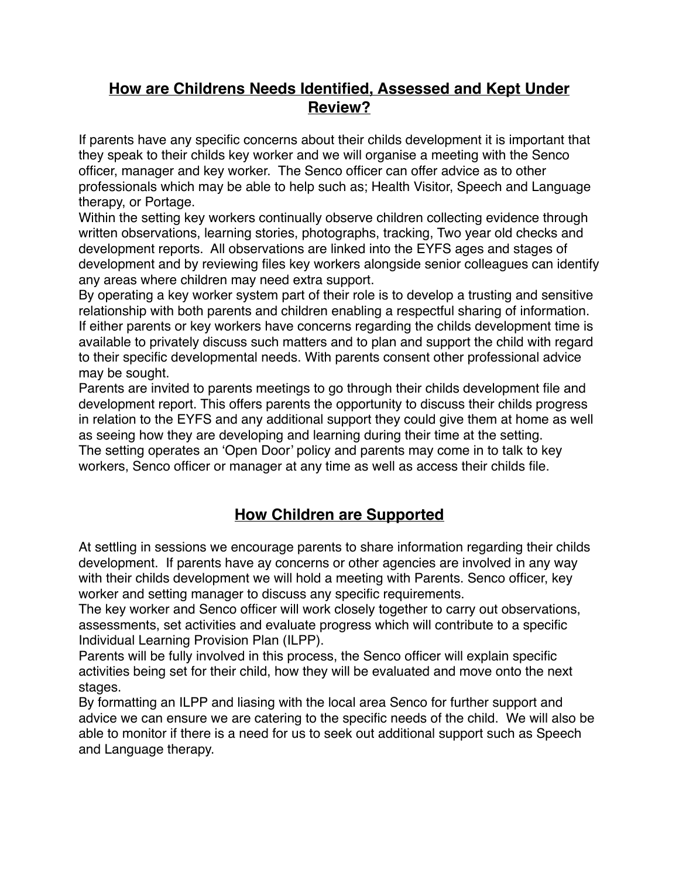## How are Childrens Needs Identified, Assessed and Kept Under Review?

If parents have any specific concerns about their childs development it is important that they speak to their childs key worker and we will organise a meeting with the Senco officer, manager and key worker. The Senco officer can offer advice as to other professionals which may be able to help such as; Health Visitor, Speech and Language therapy, or Portage.

Within the setting key workers continually observe children collecting evidence through written observations, learning stories, photographs, tracking, Two year old checks and development reports. All observations are linked into the EYFS ages and stages of development and by reviewing files key workers alongside senior colleagues can identify any areas where children may need extra support.

By operating a key worker system part of their role is to develop a trusting and sensitive relationship with both parents and children enabling a respectful sharing of information. If either parents or key workers have concerns regarding the childs development time is available to privately discuss such matters and to plan and support the child with regard to their specific developmental needs. With parents consent other professional advice may be sought.

Parents are invited to parents meetings to go through their childs development file and development report. This offers parents the opportunity to discuss their childs progress in relation to the EYFS and any additional support they could give them at home as well as seeing how they are developing and learning during their time at the setting.

The setting operates an 'Open Door' policy and parents may come in to talk to key workers, Senco officer or manager at any time as well as access their childs file.

## How Children are Supported

At settling in sessions we encourage parents to share information regarding their childs development. If parents have ay concerns or other agencies are involved in any way with their childs development we will hold a meeting with Parents. Senco officer, key worker and setting manager to discuss any specific requirements.

The key worker and Senco officer will work closely together to carry out observations, assessments, set activities and evaluate progress which will contribute to a specific Individual Learning Provision Plan (ILPP).

Parents will be fully involved in this process, the Senco officer will explain specific activities being set for their child, how they will be evaluated and move onto the next stages.

By formatting an ILPP and liasing with the local area Senco for further support and advice we can ensure we are catering to the specific needs of the child. We will also be able to monitor if there is a need for us to seek out additional support such as Speech and Language therapy.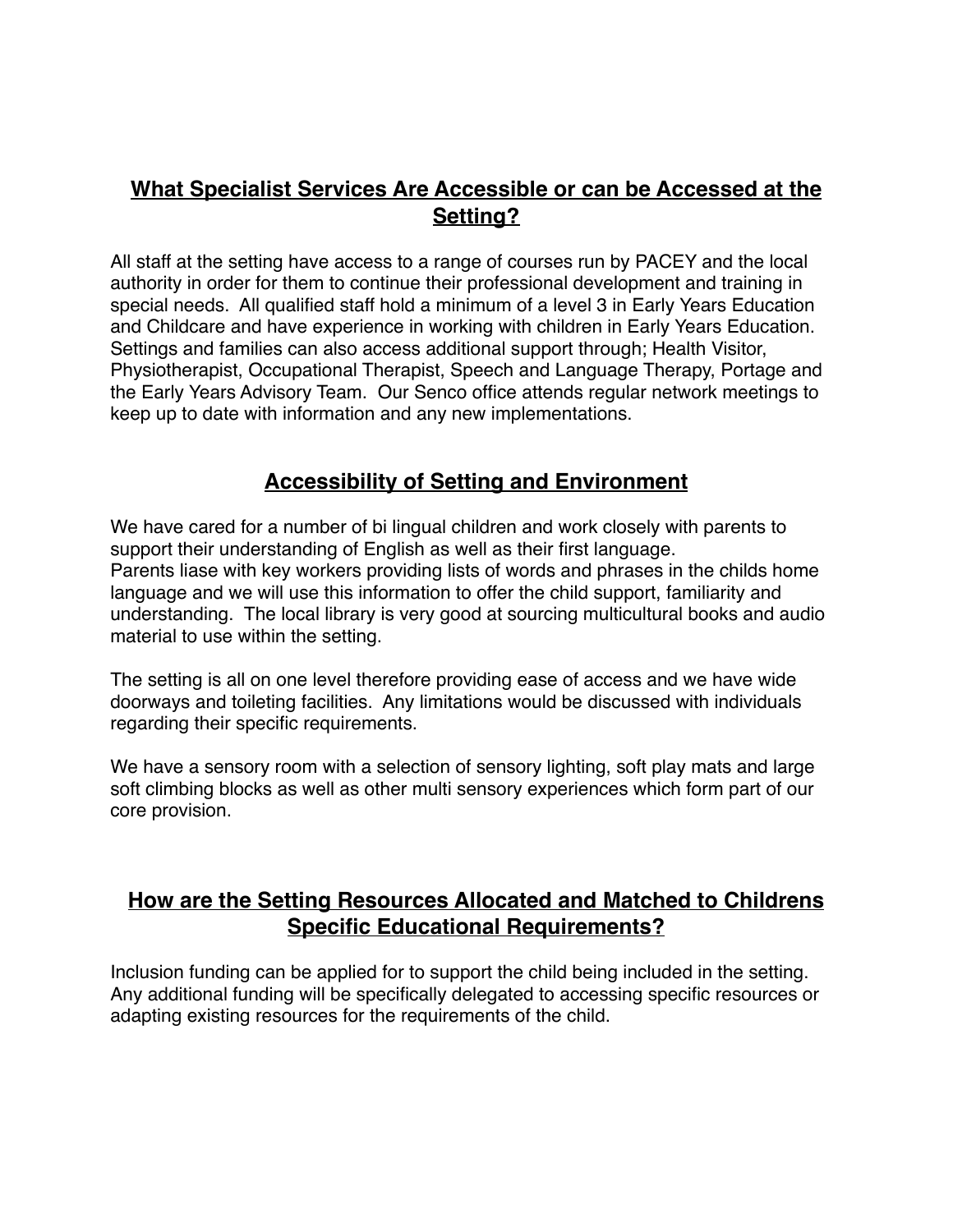## What Specialist Services Are Accessible or can be Accessed at the Setting?

All staff at the setting have access to a range of courses run by PACEY and the local authority in order for them to continue their professional development and training in special needs. All qualified staff hold a minimum of a level 3 in Early Years Education and Childcare and have experience in working with children in Early Years Education. Settings and families can also access additional support through; Health Visitor, Physiotherapist, Occupational Therapist, Speech and Language Therapy, Portage and the Early Years Advisory Team. Our Senco office attends regular network meetings to keep up to date with information and any new implementations.

## Accessibility of Setting and Environment

We have cared for a number of bi lingual children and work closely with parents to support their understanding of English as well as their first language.
Parents liase with key workers providing lists of words and phrases in the childs home language and we will use this information to offer the child support, familiarity and understanding. The local library is very good at sourcing multicultural books and audio material to use within the setting.

The setting is all on one level therefore providing ease of access and we have wide doorways and toileting facilities. Any limitations would be discussed with individuals regarding their specific requirements.

We have a sensory room with a selection of sensory lighting, soft play mats and large soft climbing blocks as well as other multi sensory experiences which form part of our core provision.

## How are the Setting Resources Allocated and Matched to Childrens Specific Educational Requirements?

Inclusion funding can be applied for to support the child being included in the setting. Any additional funding will be specifically delegated to accessing specific resources or adapting existing resources for the requirements of the child.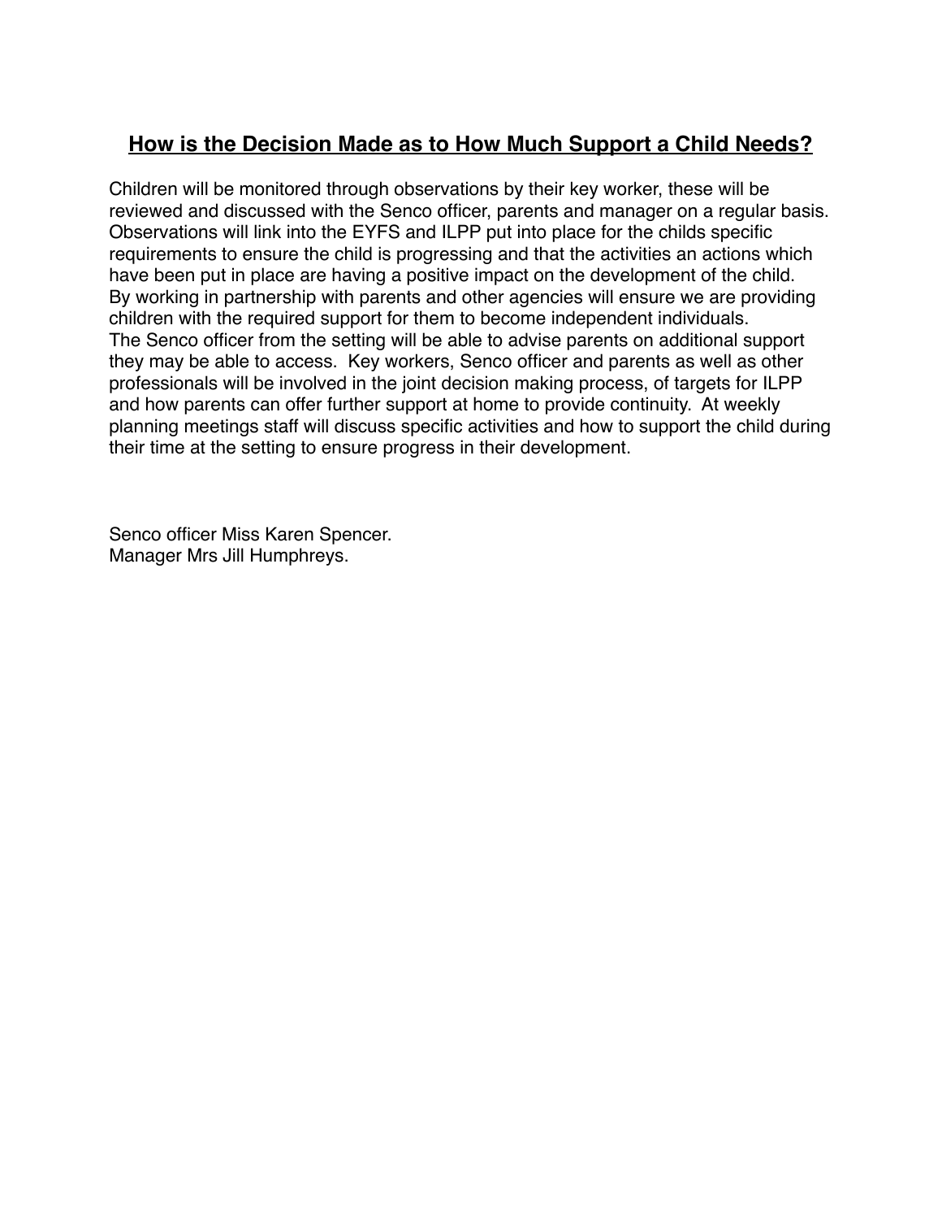## **How is the Decision Made as to How Much Support a Child Needs?**

Children will be monitored through observations by their key worker, these will be reviewed and discussed with the Senco officer, parents and manager on a regular basis. Observations will link into the EYFS and ILPP put into place for the childs specific requirements to ensure the child is progressing and that the activities an actions which have been put in place are having a positive impact on the development of the child. By working in partnership with parents and other agencies will ensure we are providing children with the required support for them to become independent individuals. The Senco officer from the setting will be able to advise parents on additional support they may be able to access. Key workers, Senco officer and parents as well as other professionals will be involved in the joint decision making process, of targets for ILPP and how parents can offer further support at home to provide continuity. At weekly planning meetings staff will discuss specific activities and how to support the child during their time at the setting to ensure progress in their development.

Senco officer Miss Karen Spencer.
Manager Mrs Jill Humphreys.